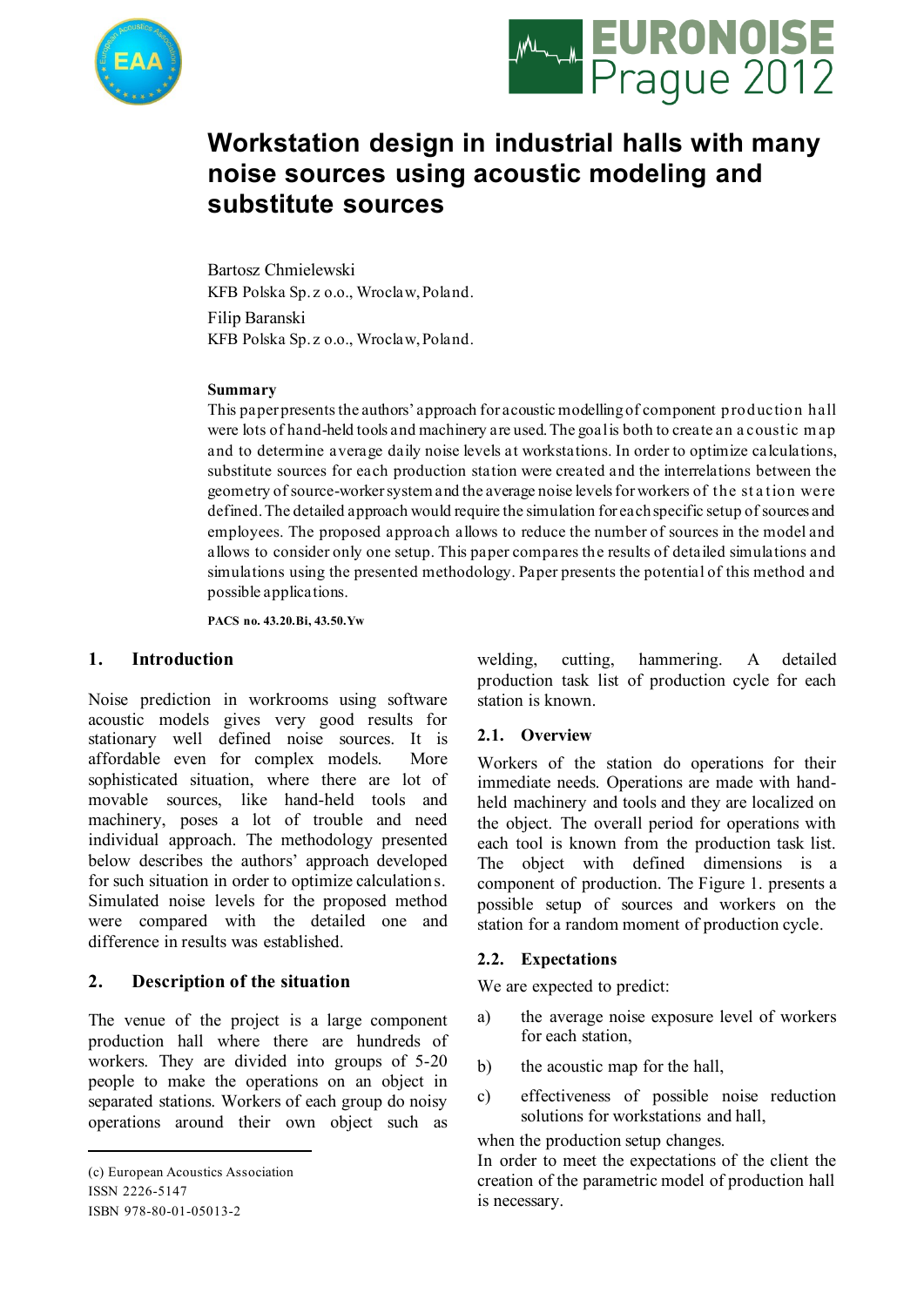# Workstation design in industrial halls with many noise sources using acoustic modeling and substitute sources

Bartosz Chmielewski
KFB Polska Sp. z o.o., Wroclaw, Poland.

Filip Baranski
KFB Polska Sp. z o.o., Wroclaw, Poland.

**Summary**

This paper presents the authors' approach for acoustic modelling of component production hall were lots of hand-held tools and machinery are used. The goal is both to create an acoustic map and to determine average daily noise levels at workstations. In order to optimize calculations, substitute sources for each production station were created and the interrelations between the geometry of source-worker system and the average noise levels for workers of the station were defined. The detailed approach would require the simulation for each specific setup of sources and employees. The proposed approach allows to reduce the number of sources in the model and allows to consider only one setup. This paper compares the results of detailed simulations and simulations using the presented methodology. Paper presents the potential of this method and possible applications.

**PACS no. 43.20.Bi, 43.50.Yw**

## 1. Introduction

Noise prediction in workrooms using software acoustic models gives very good results for stationary well defined noise sources. It is affordable even for complex models. More sophisticated situation, where there are lot of movable sources, like hand-held tools and machinery, poses a lot of trouble and need individual approach. The methodology presented below describes the authors' approach developed for such situation in order to optimize calculations. Simulated noise levels for the proposed method were compared with the detailed one and difference in results was established.

## 2. Description of the situation

The venue of the project is a large component production hall where there are hundreds of workers. They are divided into groups of 5-20 people to make the operations on an object in separated stations. Workers of each group do noisy operations around their own object such as welding, cutting, hammering. A detailed production task list of production cycle for each station is known.

### 2.1. Overview

Workers of the station do operations for their immediate needs. Operations are made with hand-held machinery and tools and they are localized on the object. The overall period for operations with each tool is known from the production task list. The object with defined dimensions is a component of production. The Figure 1. presents a possible setup of sources and workers on the station for a random moment of production cycle.

### 2.2. Expectations

We are expected to predict:

a) the average noise exposure level of workers for each station,

b) the acoustic map for the hall,

c) effectiveness of possible noise reduction solutions for workstations and hall,

when the production setup changes.
In order to meet the expectations of the client the creation of the parametric model of production hall is necessary.

(c) European Acoustics Association
ISSN 2226-5147
ISBN 978-80-01-05013-2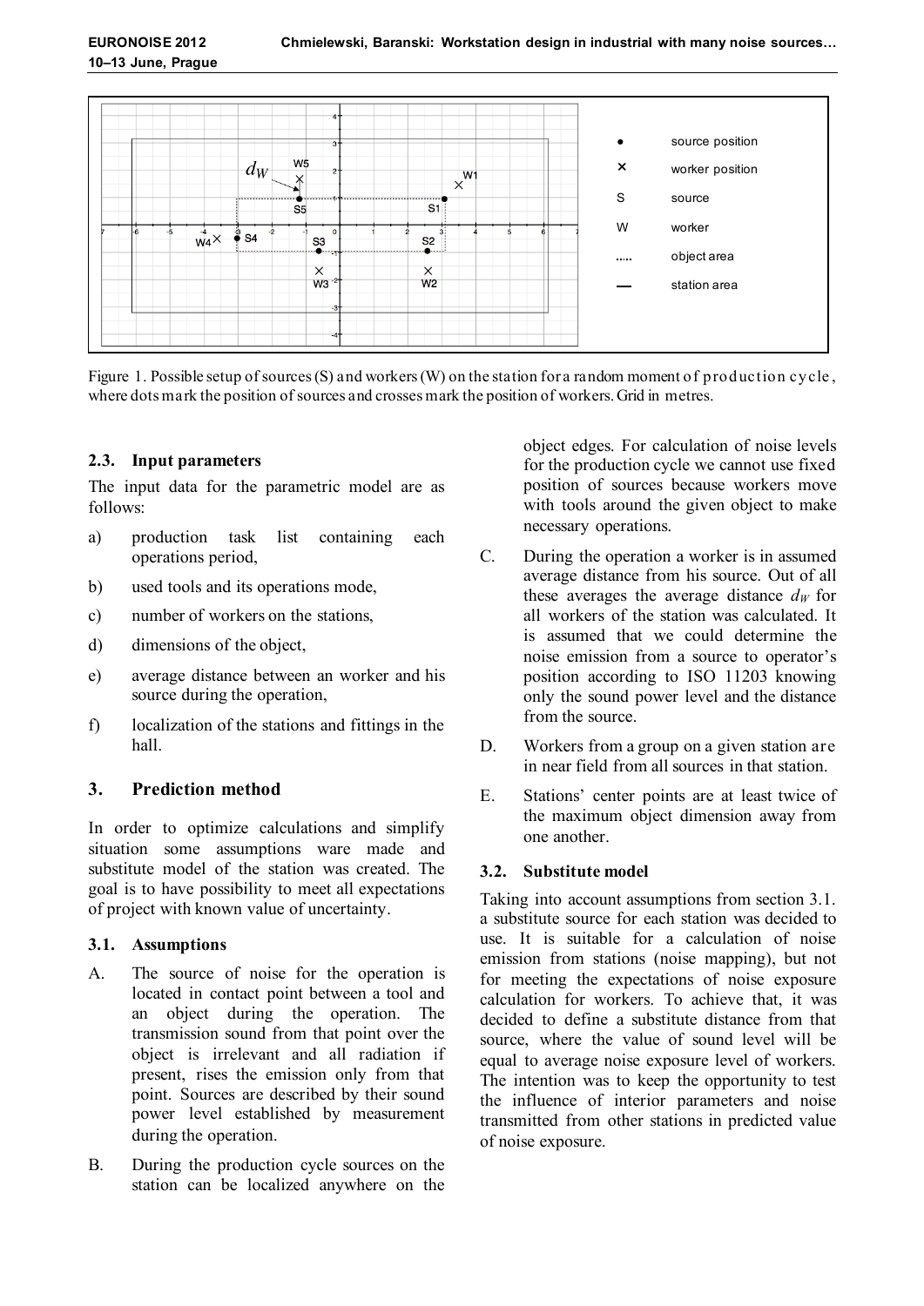Figure 1. Possible setup of sources (S) and workers (W) on the station for a random moment of production cycle, where dots mark the position of sources and crosses mark the position of workers. Grid in metres.

### 2.3. Input parameters

The input data for the parametric model are as follows:

a) production task list containing each operations period,

b) used tools and its operations mode,

c) number of workers on the stations,

d) dimensions of the object,

e) average distance between an worker and his source during the operation,

f) localization of the stations and fittings in the hall.

## 3. Prediction method

In order to optimize calculations and simplify situation some assumptions ware made and substitute model of the station was created. The goal is to have possibility to meet all expectations of project with known value of uncertainty.

### 3.1. Assumptions

A. The source of noise for the operation is located in contact point between a tool and an object during the operation. The transmission sound from that point over the object is irrelevant and all radiation if present, rises the emission only from that point. Sources are described by their sound power level established by measurement during the operation.

B. During the production cycle sources on the station can be localized anywhere on the object edges. For calculation of noise levels for the production cycle we cannot use fixed position of sources because workers move with tools around the given object to make necessary operations.

C. During the operation a worker is in assumed average distance from his source. Out of all these averages the average distance $d_W$ for all workers of the station was calculated. It is assumed that we could determine the noise emission from a source to operator's position according to ISO 11203 knowing only the sound power level and the distance from the source.

D. Workers from a group on a given station are in near field from all sources in that station.

E. Stations' center points are at least twice of the maximum object dimension away from one another.

### 3.2. Substitute model

Taking into account assumptions from section 3.1. a substitute source for each station was decided to use. It is suitable for a calculation of noise emission from stations (noise mapping), but not for meeting the expectations of noise exposure calculation for workers. To achieve that, it was decided to define a substitute distance from that source, where the value of sound level will be equal to average noise exposure level of workers. The intention was to keep the opportunity to test the influence of interior parameters and noise transmitted from other stations in predicted value of noise exposure.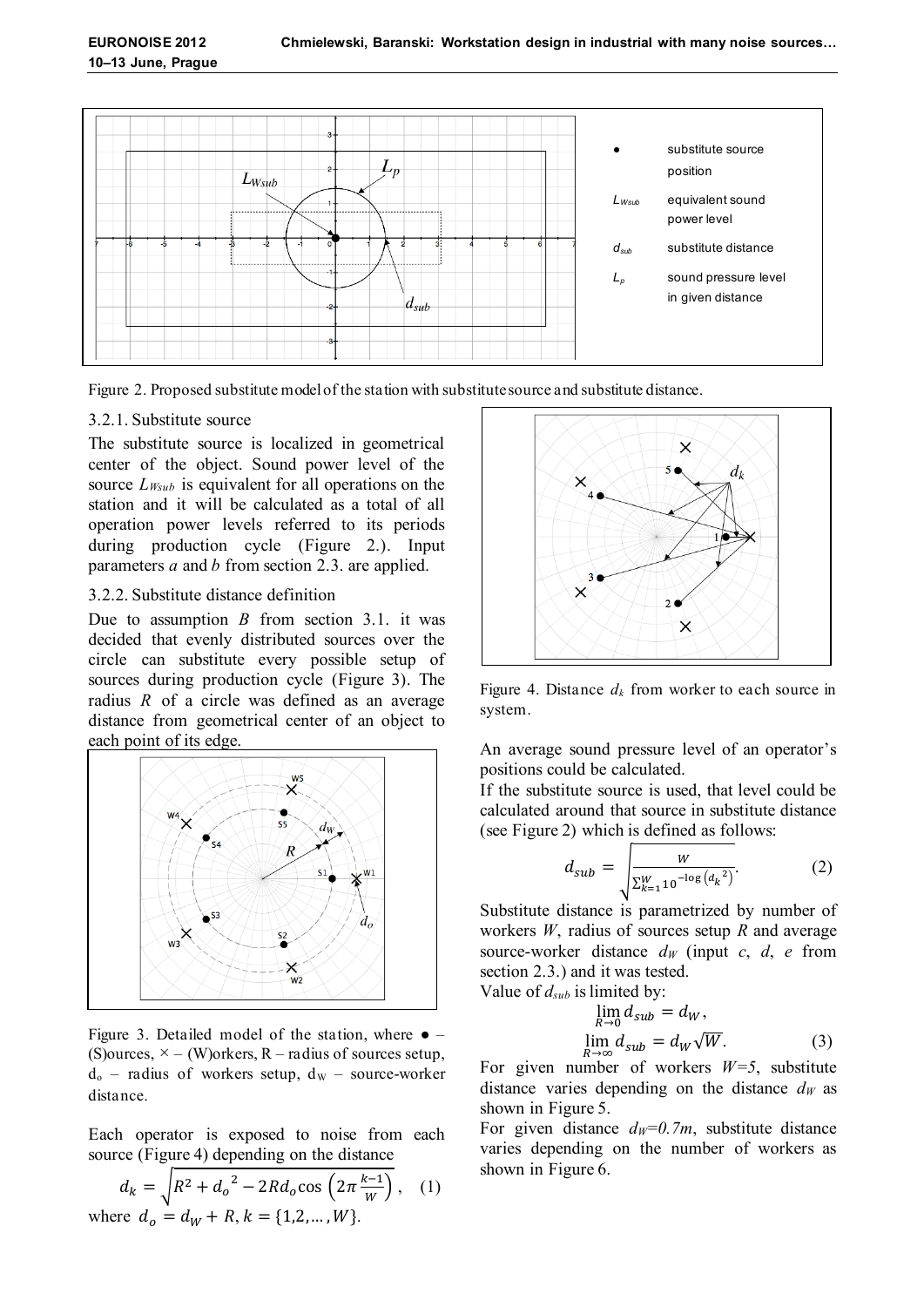Figure 2. Proposed substitute model of the station with substitute source and substitute distance.

3.2.1. Substitute source

The substitute source is localized in geometrical center of the object. Sound power level of the source $L_{Wsub}$ is equivalent for all operations on the station and it will be calculated as a total of all operation power levels referred to its periods during production cycle (Figure 2.). Input parameters *a* and *b* from section 2.3. are applied.

3.2.2. Substitute distance definition

Due to assumption *B* from section 3.1. it was decided that evenly distributed sources over the circle can substitute every possible setup of sources during production cycle (Figure 3). The radius *R* of a circle was defined as an average distance from geometrical center of an object to each point of its edge.

Figure 3. Detailed model of the station, where ● – (S)ources, × – (W)orkers, R – radius of sources setup, $d_o$ – radius of workers setup, $d_W$ – source-worker distance.

Each operator is exposed to noise from each source (Figure 4) depending on the distance

$$d_k = \sqrt{R^2 + {d_o}^2 - 2Rd_o \cos\left(2\pi \frac{k-1}{W}\right)}, \quad (1)$$

where $d_o = d_W + R$, $k = \{1,2,\ldots,W\}$.

Figure 4. Distance $d_k$ from worker to each source in system.

An average sound pressure level of an operator's positions could be calculated.

If the substitute source is used, that level could be calculated around that source in substitute distance (see Figure 2) which is defined as follows:

$$d_{sub} = \sqrt{\frac{W}{\sum_{k=1}^{W} 10^{-\log\left({d_k}^2\right)}}}. \quad (2)$$

Substitute distance is parametrized by number of workers *W*, radius of sources setup *R* and average source-worker distance $d_W$ (input *c*, *d*, *e* from section 2.3.) and it was tested.

Value of $d_{sub}$ is limited by:

$$\lim_{R\to 0} d_{sub} = d_W,$$
$$\lim_{R\to \infty} d_{sub} = d_W\sqrt{W}. \quad (3)$$

For given number of workers $W=5$, substitute distance varies depending on the distance $d_W$ as shown in Figure 5.

For given distance $d_W=0.7m$, substitute distance varies depending on the number of workers as shown in Figure 6.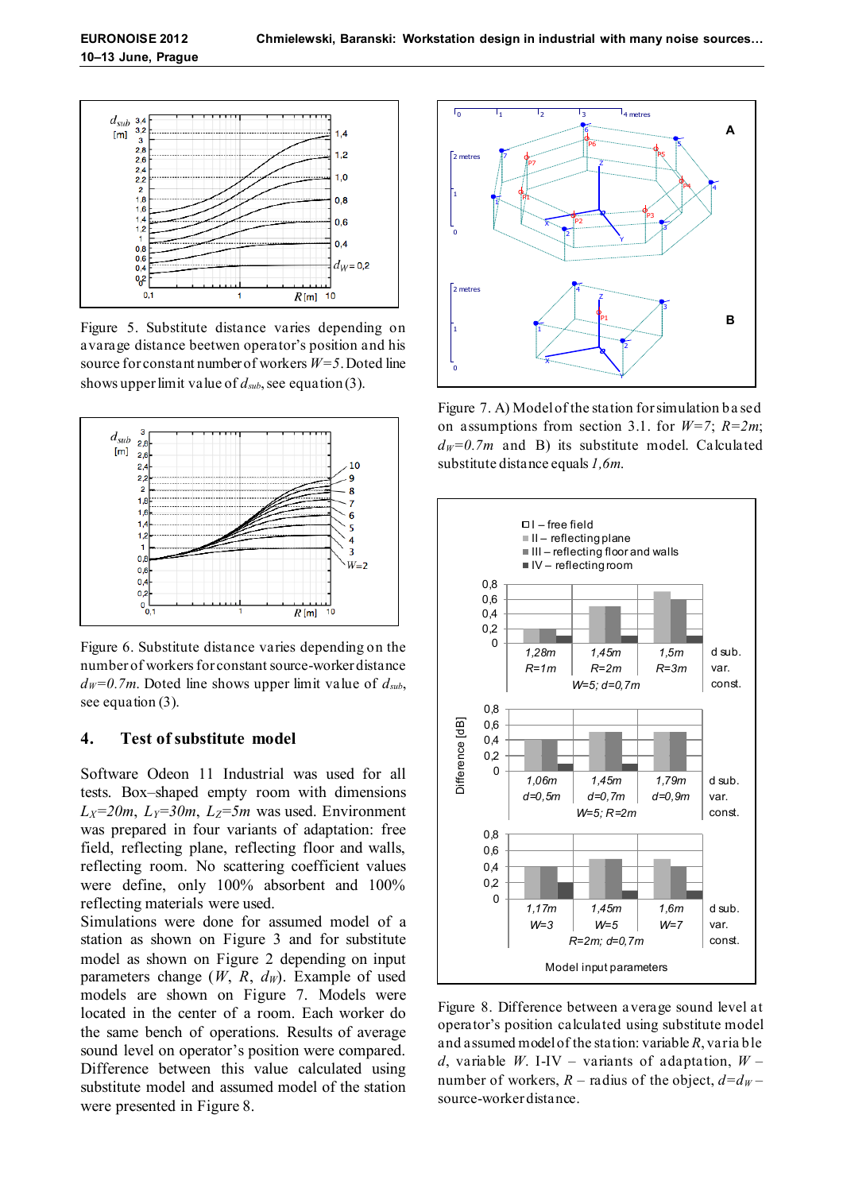Figure 5. Substitute distance varies depending on avarage distance beetwen operator's position and his source for constant number of workers $W=5$. Doted line shows upper limit value of $d_{sub}$, see equation (3).

Figure 6. Substitute distance varies depending on the number of workers for constant source-worker distance $d_W=0.7m$. Doted line shows upper limit value of $d_{sub}$, see equation (3).

## 4. Test of substitute model

Software Odeon 11 Industrial was used for all tests. Box–shaped empty room with dimensions $L_X=20m$, $L_Y=30m$, $L_Z=5m$ was used. Environment was prepared in four variants of adaptation: free field, reflecting plane, reflecting floor and walls, reflecting room. No scattering coefficient values were define, only 100% absorbent and 100% reflecting materials were used.

Simulations were done for assumed model of a station as shown on Figure 3 and for substitute model as shown on Figure 2 depending on input parameters change ($W$, $R$, $d_W$). Example of used models are shown on Figure 7. Models were located in the center of a room. Each worker do the same bench of operations. Results of average sound level on operator's position were compared. Difference between this value calculated using substitute model and assumed model of the station were presented in Figure 8.

Figure 7. A) Model of the station for simulation based on assumptions from section 3.1. for $W=7$; $R=2m$; $d_W=0.7m$ and B) its substitute model. Calculated substitute distance equals $1,6m$.

Figure 8. Difference between average sound level at operator's position calculated using substitute model and assumed model of the station: variable $R$, variable $d$, variable $W$. I-IV – variants of adaptation, $W$ – number of workers, $R$ – radius of the object, $d=d_W$ – source-worker distance.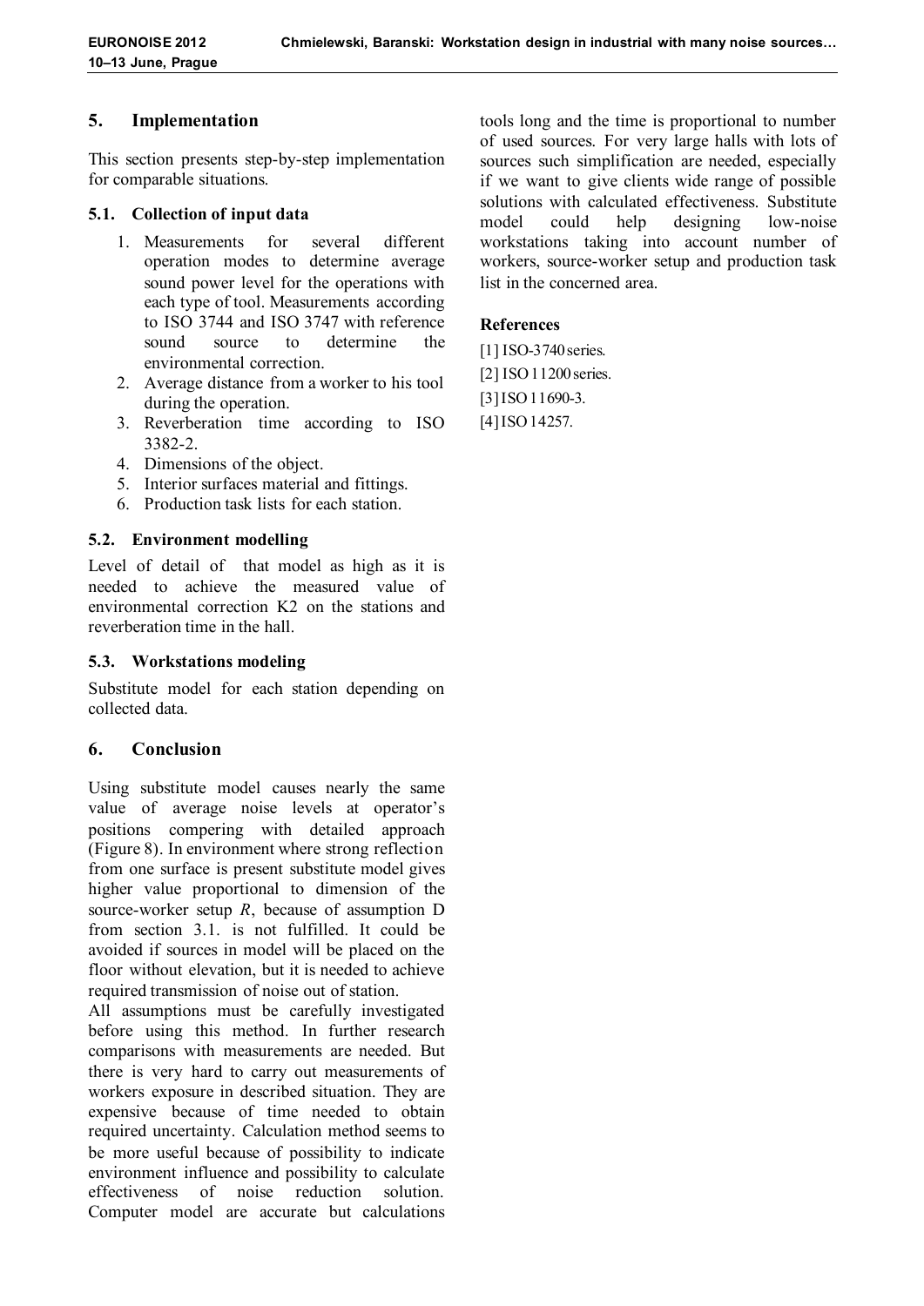## 5. Implementation

This section presents step-by-step implementation for comparable situations.

### 5.1. Collection of input data

1. Measurements for several different operation modes to determine average sound power level for the operations with each type of tool. Measurements according to ISO 3744 and ISO 3747 with reference sound source to determine the environmental correction.
2. Average distance from a worker to his tool during the operation.
3. Reverberation time according to ISO 3382-2.
4. Dimensions of the object.
5. Interior surfaces material and fittings.
6. Production task lists for each station.

### 5.2. Environment modelling

Level of detail of that model as high as it is needed to achieve the measured value of environmental correction K2 on the stations and reverberation time in the hall.

### 5.3. Workstations modeling

Substitute model for each station depending on collected data.

## 6. Conclusion

Using substitute model causes nearly the same value of average noise levels at operator's positions compering with detailed approach (Figure 8). In environment where strong reflection from one surface is present substitute model gives higher value proportional to dimension of the source-worker setup *R*, because of assumption D from section 3.1. is not fulfilled. It could be avoided if sources in model will be placed on the floor without elevation, but it is needed to achieve required transmission of noise out of station.

All assumptions must be carefully investigated before using this method. In further research comparisons with measurements are needed. But there is very hard to carry out measurements of workers exposure in described situation. They are expensive because of time needed to obtain required uncertainty. Calculation method seems to be more useful because of possibility to indicate environment influence and possibility to calculate effectiveness of noise reduction solution. Computer model are accurate but calculations tools long and the time is proportional to number of used sources. For very large halls with lots of sources such simplification are needed, especially if we want to give clients wide range of possible solutions with calculated effectiveness. Substitute model could help designing low-noise workstations taking into account number of workers, source-worker setup and production task list in the concerned area.

## References

[1] ISO-3740 series.

[2] ISO 11200 series.

[3] ISO 11690-3.

[4] ISO 14257.